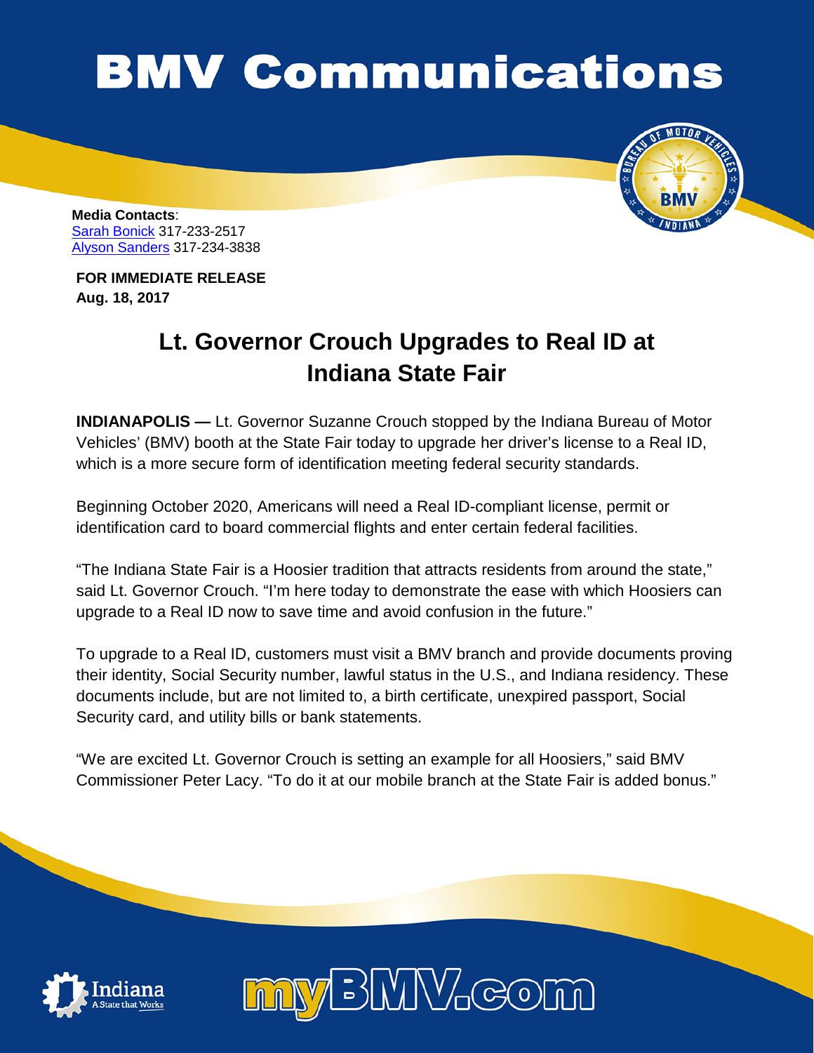# BMV Communications

**Media Contacts**:
Sarah Bonick 317-233-2517
Alyson Sanders 317-234-3838

**FOR IMMEDIATE RELEASE**
**Aug. 18, 2017**

## Lt. Governor Crouch Upgrades to Real ID at Indiana State Fair

**INDIANAPOLIS —** Lt. Governor Suzanne Crouch stopped by the Indiana Bureau of Motor Vehicles' (BMV) booth at the State Fair today to upgrade her driver's license to a Real ID, which is a more secure form of identification meeting federal security standards.

Beginning October 2020, Americans will need a Real ID-compliant license, permit or identification card to board commercial flights and enter certain federal facilities.

"The Indiana State Fair is a Hoosier tradition that attracts residents from around the state," said Lt. Governor Crouch. "I'm here today to demonstrate the ease with which Hoosiers can upgrade to a Real ID now to save time and avoid confusion in the future."

To upgrade to a Real ID, customers must visit a BMV branch and provide documents proving their identity, Social Security number, lawful status in the U.S., and Indiana residency. These documents include, but are not limited to, a birth certificate, unexpired passport, Social Security card, and utility bills or bank statements.

"We are excited Lt. Governor Crouch is setting an example for all Hoosiers," said BMV Commissioner Peter Lacy. "To do it at our mobile branch at the State Fair is added bonus."

Indiana A State that Works

myBMV.com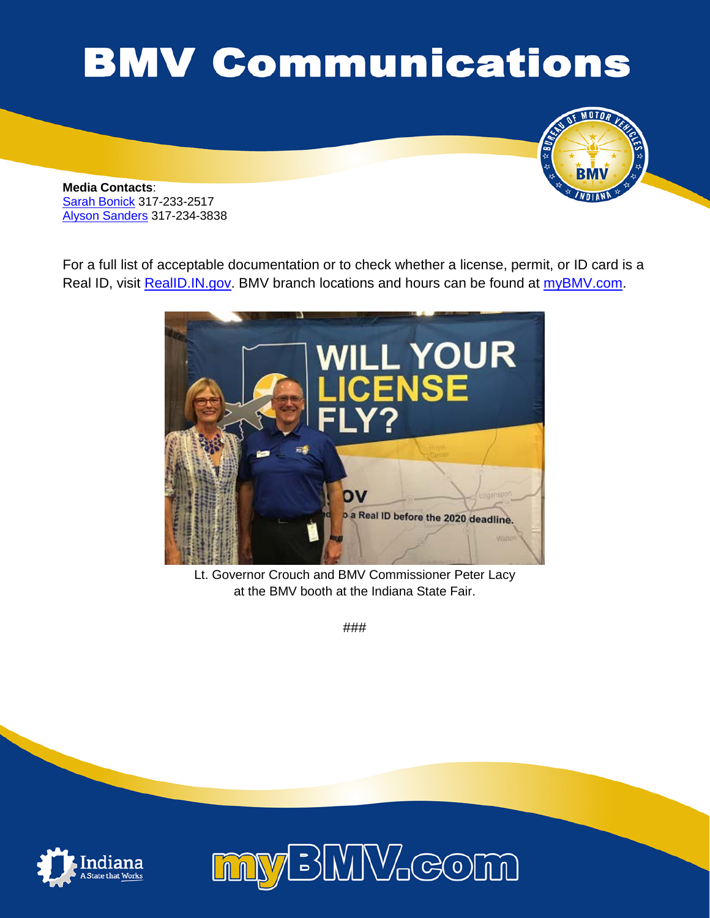# BMV Communications

**Media Contacts**:
Sarah Bonick 317-233-2517
Alyson Sanders 317-234-3838

For a full list of acceptable documentation or to check whether a license, permit, or ID card is a Real ID, visit RealID.IN.gov. BMV branch locations and hours can be found at myBMV.com.

Lt. Governor Crouch and BMV Commissioner Peter Lacy at the BMV booth at the Indiana State Fair.

###